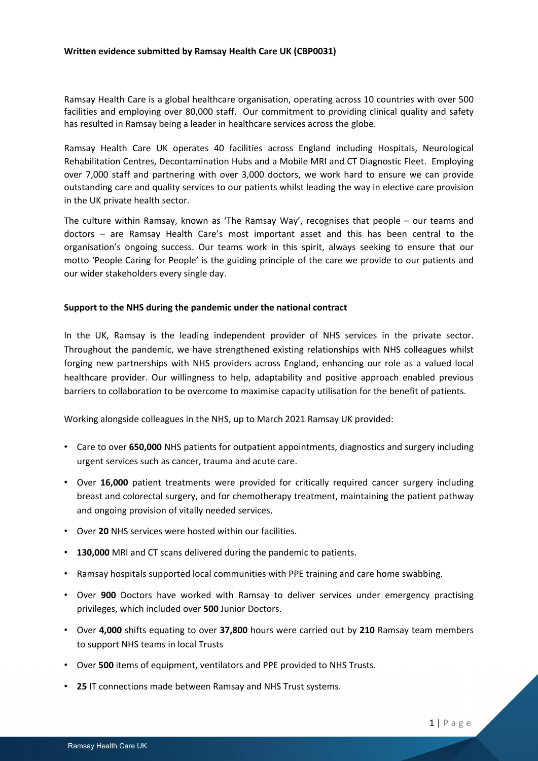**Written evidence submitted by Ramsay Health Care UK (CBP0031)**

Ramsay Health Care is a global healthcare organisation, operating across 10 countries with over 500 facilities and employing over 80,000 staff. Our commitment to providing clinical quality and safety has resulted in Ramsay being a leader in healthcare services across the globe.

Ramsay Health Care UK operates 40 facilities across England including Hospitals, Neurological Rehabilitation Centres, Decontamination Hubs and a Mobile MRI and CT Diagnostic Fleet. Employing over 7,000 staff and partnering with over 3,000 doctors, we work hard to ensure we can provide outstanding care and quality services to our patients whilst leading the way in elective care provision in the UK private health sector.

The culture within Ramsay, known as 'The Ramsay Way', recognises that people – our teams and doctors – are Ramsay Health Care's most important asset and this has been central to the organisation's ongoing success. Our teams work in this spirit, always seeking to ensure that our motto 'People Caring for People' is the guiding principle of the care we provide to our patients and our wider stakeholders every single day.

**Support to the NHS during the pandemic under the national contract**

In the UK, Ramsay is the leading independent provider of NHS services in the private sector. Throughout the pandemic, we have strengthened existing relationships with NHS colleagues whilst forging new partnerships with NHS providers across England, enhancing our role as a valued local healthcare provider. Our willingness to help, adaptability and positive approach enabled previous barriers to collaboration to be overcome to maximise capacity utilisation for the benefit of patients.

Working alongside colleagues in the NHS, up to March 2021 Ramsay UK provided:

- Care to over **650,000** NHS patients for outpatient appointments, diagnostics and surgery including urgent services such as cancer, trauma and acute care.
- Over **16,000** patient treatments were provided for critically required cancer surgery including breast and colorectal surgery, and for chemotherapy treatment, maintaining the patient pathway and ongoing provision of vitally needed services.
- Over **20** NHS services were hosted within our facilities.
- **130,000** MRI and CT scans delivered during the pandemic to patients.
- Ramsay hospitals supported local communities with PPE training and care home swabbing.
- Over **900** Doctors have worked with Ramsay to deliver services under emergency practising privileges, which included over **500** Junior Doctors.
- Over **4,000** shifts equating to over **37,800** hours were carried out by **210** Ramsay team members to support NHS teams in local Trusts
- Over **500** items of equipment, ventilators and PPE provided to NHS Trusts.
- **25** IT connections made between Ramsay and NHS Trust systems.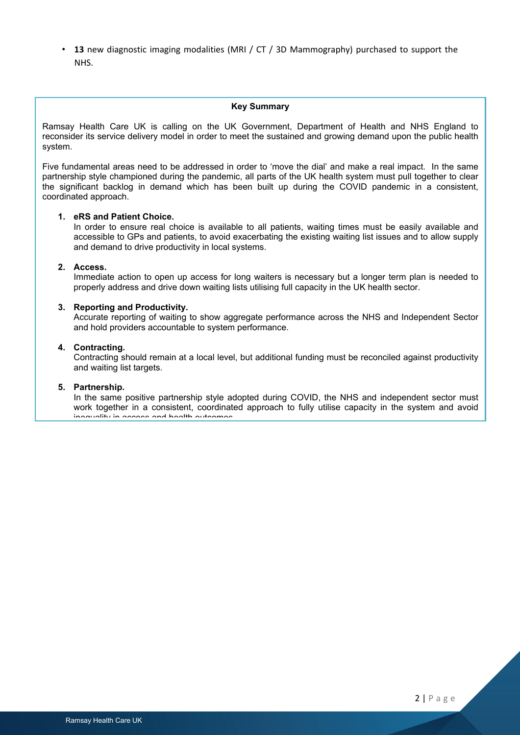- **13** new diagnostic imaging modalities (MRI / CT / 3D Mammography) purchased to support the NHS.

**Key Summary**

Ramsay Health Care UK is calling on the UK Government, Department of Health and NHS England to reconsider its service delivery model in order to meet the sustained and growing demand upon the public health system.

Five fundamental areas need to be addressed in order to 'move the dial' and make a real impact. In the same partnership style championed during the pandemic, all parts of the UK health system must pull together to clear the significant backlog in demand which has been built up during the COVID pandemic in a consistent, coordinated approach.

1. **eRS and Patient Choice.**
   In order to ensure real choice is available to all patients, waiting times must be easily available and accessible to GPs and patients, to avoid exacerbating the existing waiting list issues and to allow supply and demand to drive productivity in local systems.

2. **Access.**
   Immediate action to open up access for long waiters is necessary but a longer term plan is needed to properly address and drive down waiting lists utilising full capacity in the UK health sector.

3. **Reporting and Productivity.**
   Accurate reporting of waiting to show aggregate performance across the NHS and Independent Sector and hold providers accountable to system performance.

4. **Contracting.**
   Contracting should remain at a local level, but additional funding must be reconciled against productivity and waiting list targets.

5. **Partnership.**
   In the same positive partnership style adopted during COVID, the NHS and independent sector must work together in a consistent, coordinated approach to fully utilise capacity in the system and avoid inequality in access and health outcomes.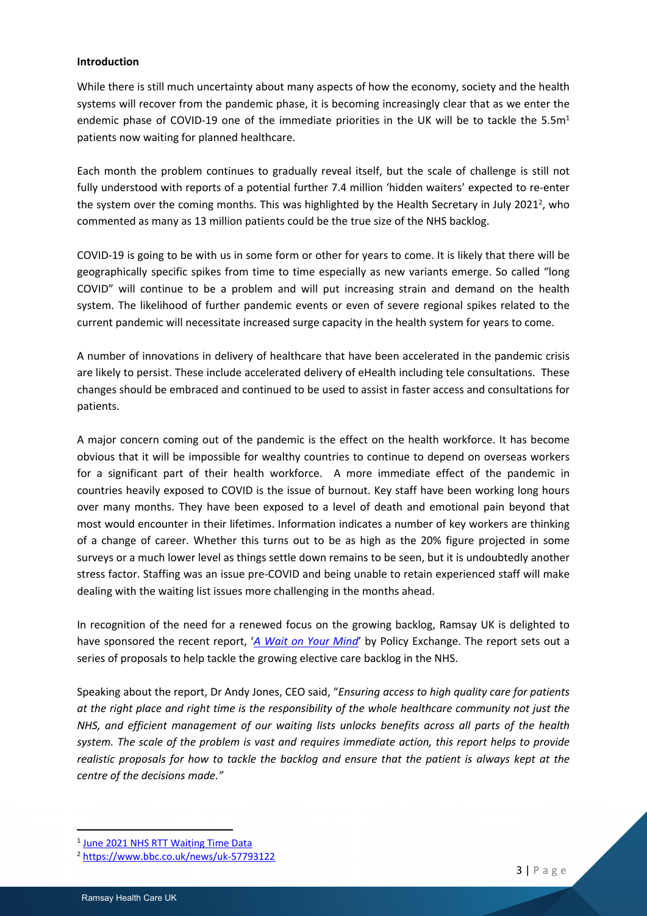**Introduction**

While there is still much uncertainty about many aspects of how the economy, society and the health systems will recover from the pandemic phase, it is becoming increasingly clear that as we enter the endemic phase of COVID-19 one of the immediate priorities in the UK will be to tackle the 5.5m[1] patients now waiting for planned healthcare.

Each month the problem continues to gradually reveal itself, but the scale of challenge is still not fully understood with reports of a potential further 7.4 million 'hidden waiters' expected to re-enter the system over the coming months. This was highlighted by the Health Secretary in July 2021[2], who commented as many as 13 million patients could be the true size of the NHS backlog.

COVID-19 is going to be with us in some form or other for years to come. It is likely that there will be geographically specific spikes from time to time especially as new variants emerge. So called "long COVID" will continue to be a problem and will put increasing strain and demand on the health system. The likelihood of further pandemic events or even of severe regional spikes related to the current pandemic will necessitate increased surge capacity in the health system for years to come.

A number of innovations in delivery of healthcare that have been accelerated in the pandemic crisis are likely to persist. These include accelerated delivery of eHealth including tele consultations. These changes should be embraced and continued to be used to assist in faster access and consultations for patients.

A major concern coming out of the pandemic is the effect on the health workforce. It has become obvious that it will be impossible for wealthy countries to continue to depend on overseas workers for a significant part of their health workforce. A more immediate effect of the pandemic in countries heavily exposed to COVID is the issue of burnout. Key staff have been working long hours over many months. They have been exposed to a level of death and emotional pain beyond that most would encounter in their lifetimes. Information indicates a number of key workers are thinking of a change of career. Whether this turns out to be as high as the 20% figure projected in some surveys or a much lower level as things settle down remains to be seen, but it is undoubtedly another stress factor. Staffing was an issue pre-COVID and being unable to retain experienced staff will make dealing with the waiting list issues more challenging in the months ahead.

In recognition of the need for a renewed focus on the growing backlog, Ramsay UK is delighted to have sponsored the recent report, '*A Wait on Your Mind*' by Policy Exchange. The report sets out a series of proposals to help tackle the growing elective care backlog in the NHS.

Speaking about the report, Dr Andy Jones, CEO said, "*Ensuring access to high quality care for patients at the right place and right time is the responsibility of the whole healthcare community not just the NHS, and efficient management of our waiting lists unlocks benefits across all parts of the health system. The scale of the problem is vast and requires immediate action, this report helps to provide realistic proposals for how to tackle the backlog and ensure that the patient is always kept at the centre of the decisions made.*"

---

[1] June 2021 NHS RTT Waiting Time Data

[2] https://www.bbc.co.uk/news/uk-57793122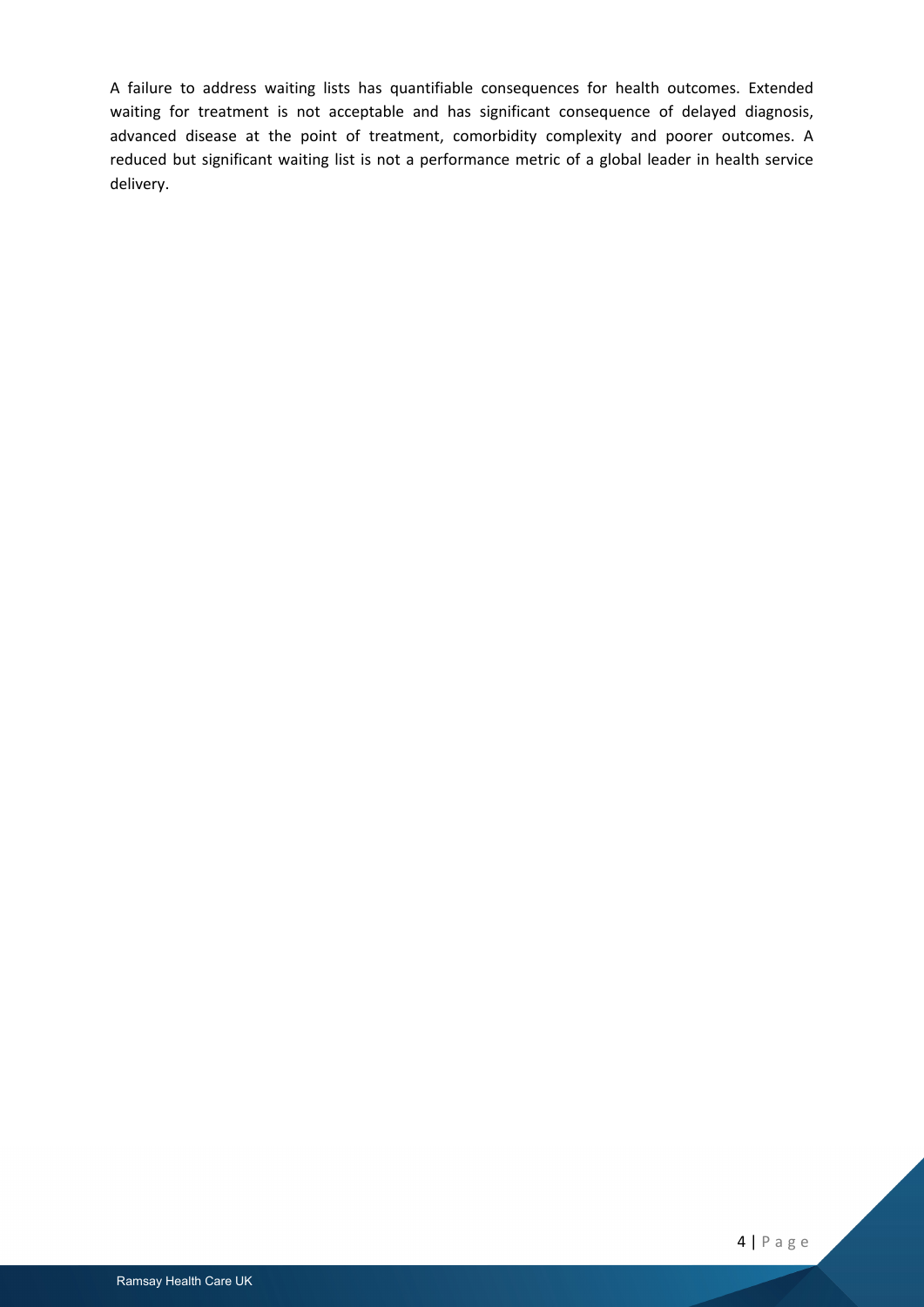A failure to address waiting lists has quantifiable consequences for health outcomes. Extended waiting for treatment is not acceptable and has significant consequence of delayed diagnosis, advanced disease at the point of treatment, comorbidity complexity and poorer outcomes. A reduced but significant waiting list is not a performance metric of a global leader in health service delivery.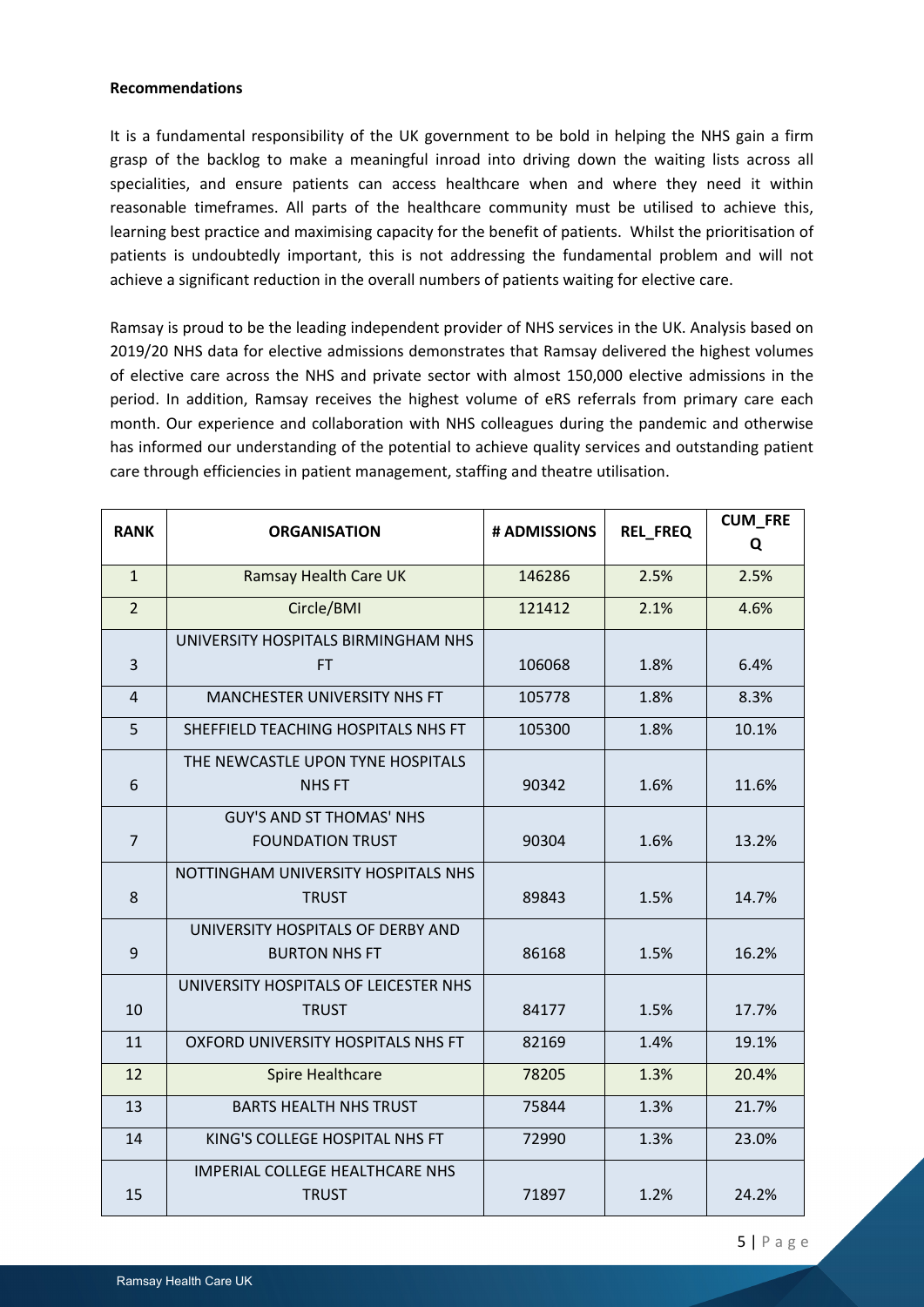**Recommendations**

It is a fundamental responsibility of the UK government to be bold in helping the NHS gain a firm grasp of the backlog to make a meaningful inroad into driving down the waiting lists across all specialities, and ensure patients can access healthcare when and where they need it within reasonable timeframes. All parts of the healthcare community must be utilised to achieve this, learning best practice and maximising capacity for the benefit of patients. Whilst the prioritisation of patients is undoubtedly important, this is not addressing the fundamental problem and will not achieve a significant reduction in the overall numbers of patients waiting for elective care.

Ramsay is proud to be the leading independent provider of NHS services in the UK. Analysis based on 2019/20 NHS data for elective admissions demonstrates that Ramsay delivered the highest volumes of elective care across the NHS and private sector with almost 150,000 elective admissions in the period. In addition, Ramsay receives the highest volume of eRS referrals from primary care each month. Our experience and collaboration with NHS colleagues during the pandemic and otherwise has informed our understanding of the potential to achieve quality services and outstanding patient care through efficiencies in patient management, staffing and theatre utilisation.

| RANK | ORGANISATION | # ADMISSIONS | REL_FREQ | CUM_FREQ |
|---|---|---|---|---|
| 1 | Ramsay Health Care UK | 146286 | 2.5% | 2.5% |
| 2 | Circle/BMI | 121412 | 2.1% | 4.6% |
| 3 | UNIVERSITY HOSPITALS BIRMINGHAM NHS FT | 106068 | 1.8% | 6.4% |
| 4 | MANCHESTER UNIVERSITY NHS FT | 105778 | 1.8% | 8.3% |
| 5 | SHEFFIELD TEACHING HOSPITALS NHS FT | 105300 | 1.8% | 10.1% |
| 6 | THE NEWCASTLE UPON TYNE HOSPITALS NHS FT | 90342 | 1.6% | 11.6% |
| 7 | GUY'S AND ST THOMAS' NHS FOUNDATION TRUST | 90304 | 1.6% | 13.2% |
| 8 | NOTTINGHAM UNIVERSITY HOSPITALS NHS TRUST | 89843 | 1.5% | 14.7% |
| 9 | UNIVERSITY HOSPITALS OF DERBY AND BURTON NHS FT | 86168 | 1.5% | 16.2% |
| 10 | UNIVERSITY HOSPITALS OF LEICESTER NHS TRUST | 84177 | 1.5% | 17.7% |
| 11 | OXFORD UNIVERSITY HOSPITALS NHS FT | 82169 | 1.4% | 19.1% |
| 12 | Spire Healthcare | 78205 | 1.3% | 20.4% |
| 13 | BARTS HEALTH NHS TRUST | 75844 | 1.3% | 21.7% |
| 14 | KING'S COLLEGE HOSPITAL NHS FT | 72990 | 1.3% | 23.0% |
| 15 | IMPERIAL COLLEGE HEALTHCARE NHS TRUST | 71897 | 1.2% | 24.2% |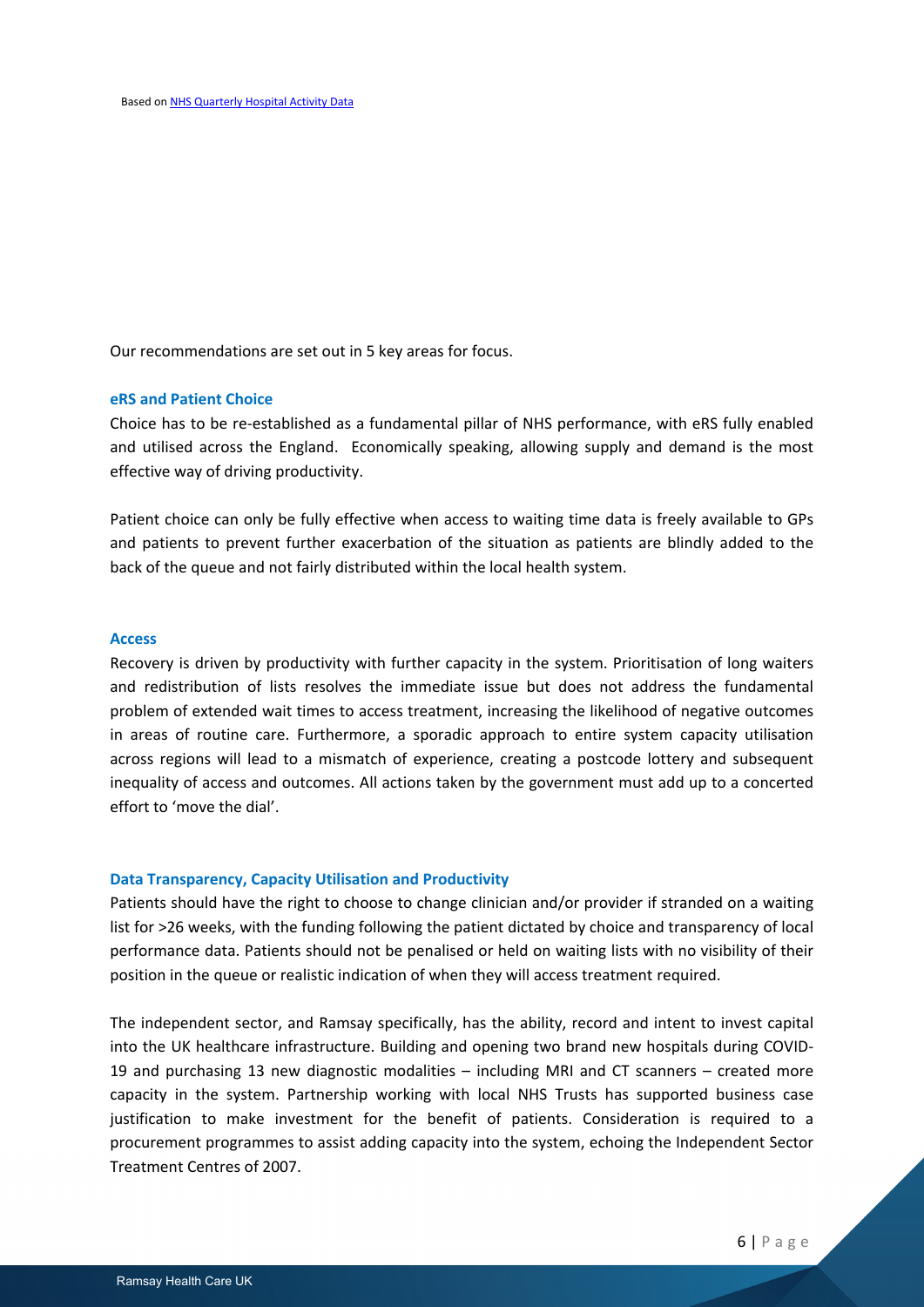Based on [NHS Quarterly Hospital Activity Data]

Our recommendations are set out in 5 key areas for focus.

### eRS and Patient Choice

Choice has to be re-established as a fundamental pillar of NHS performance, with eRS fully enabled and utilised across the England. Economically speaking, allowing supply and demand is the most effective way of driving productivity.

Patient choice can only be fully effective when access to waiting time data is freely available to GPs and patients to prevent further exacerbation of the situation as patients are blindly added to the back of the queue and not fairly distributed within the local health system.

### Access

Recovery is driven by productivity with further capacity in the system. Prioritisation of long waiters and redistribution of lists resolves the immediate issue but does not address the fundamental problem of extended wait times to access treatment, increasing the likelihood of negative outcomes in areas of routine care. Furthermore, a sporadic approach to entire system capacity utilisation across regions will lead to a mismatch of experience, creating a postcode lottery and subsequent inequality of access and outcomes. All actions taken by the government must add up to a concerted effort to 'move the dial'.

### Data Transparency, Capacity Utilisation and Productivity

Patients should have the right to choose to change clinician and/or provider if stranded on a waiting list for >26 weeks, with the funding following the patient dictated by choice and transparency of local performance data. Patients should not be penalised or held on waiting lists with no visibility of their position in the queue or realistic indication of when they will access treatment required.

The independent sector, and Ramsay specifically, has the ability, record and intent to invest capital into the UK healthcare infrastructure. Building and opening two brand new hospitals during COVID-19 and purchasing 13 new diagnostic modalities – including MRI and CT scanners – created more capacity in the system. Partnership working with local NHS Trusts has supported business case justification to make investment for the benefit of patients. Consideration is required to a procurement programmes to assist adding capacity into the system, echoing the Independent Sector Treatment Centres of 2007.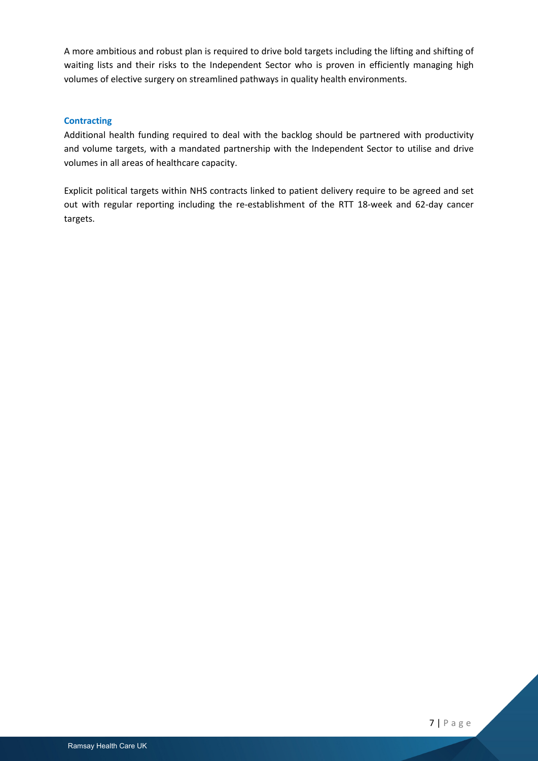A more ambitious and robust plan is required to drive bold targets including the lifting and shifting of waiting lists and their risks to the Independent Sector who is proven in efficiently managing high volumes of elective surgery on streamlined pathways in quality health environments.

### Contracting

Additional health funding required to deal with the backlog should be partnered with productivity and volume targets, with a mandated partnership with the Independent Sector to utilise and drive volumes in all areas of healthcare capacity.

Explicit political targets within NHS contracts linked to patient delivery require to be agreed and set out with regular reporting including the re-establishment of the RTT 18-week and 62-day cancer targets.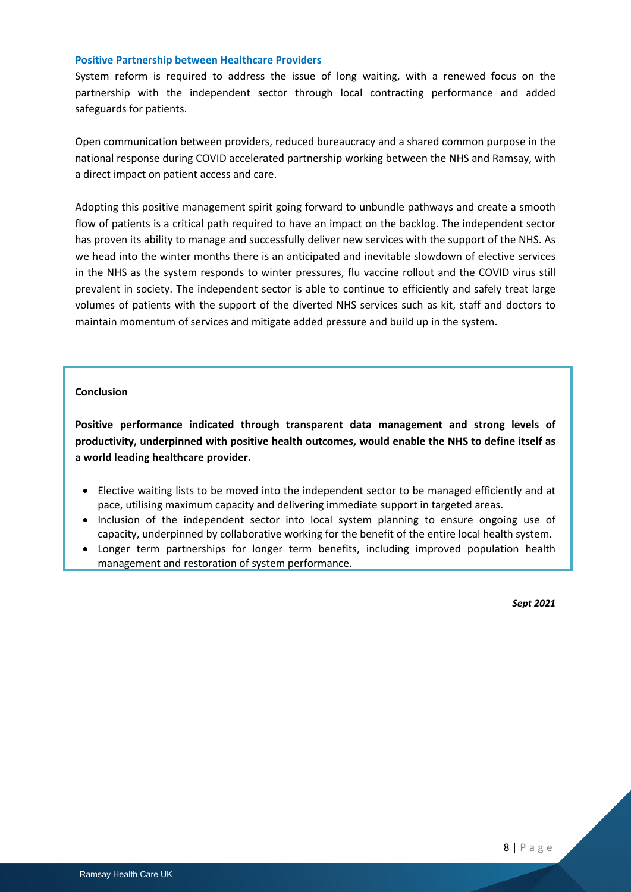### Positive Partnership between Healthcare Providers

System reform is required to address the issue of long waiting, with a renewed focus on the partnership with the independent sector through local contracting performance and added safeguards for patients.

Open communication between providers, reduced bureaucracy and a shared common purpose in the national response during COVID accelerated partnership working between the NHS and Ramsay, with a direct impact on patient access and care.

Adopting this positive management spirit going forward to unbundle pathways and create a smooth flow of patients is a critical path required to have an impact on the backlog. The independent sector has proven its ability to manage and successfully deliver new services with the support of the NHS. As we head into the winter months there is an anticipated and inevitable slowdown of elective services in the NHS as the system responds to winter pressures, flu vaccine rollout and the COVID virus still prevalent in society. The independent sector is able to continue to efficiently and safely treat large volumes of patients with the support of the diverted NHS services such as kit, staff and doctors to maintain momentum of services and mitigate added pressure and build up in the system.

**Conclusion**

**Positive performance indicated through transparent data management and strong levels of productivity, underpinned with positive health outcomes, would enable the NHS to define itself as a world leading healthcare provider.**

- Elective waiting lists to be moved into the independent sector to be managed efficiently and at pace, utilising maximum capacity and delivering immediate support in targeted areas.
- Inclusion of the independent sector into local system planning to ensure ongoing use of capacity, underpinned by collaborative working for the benefit of the entire local health system.
- Longer term partnerships for longer term benefits, including improved population health management and restoration of system performance.

***Sept 2021***